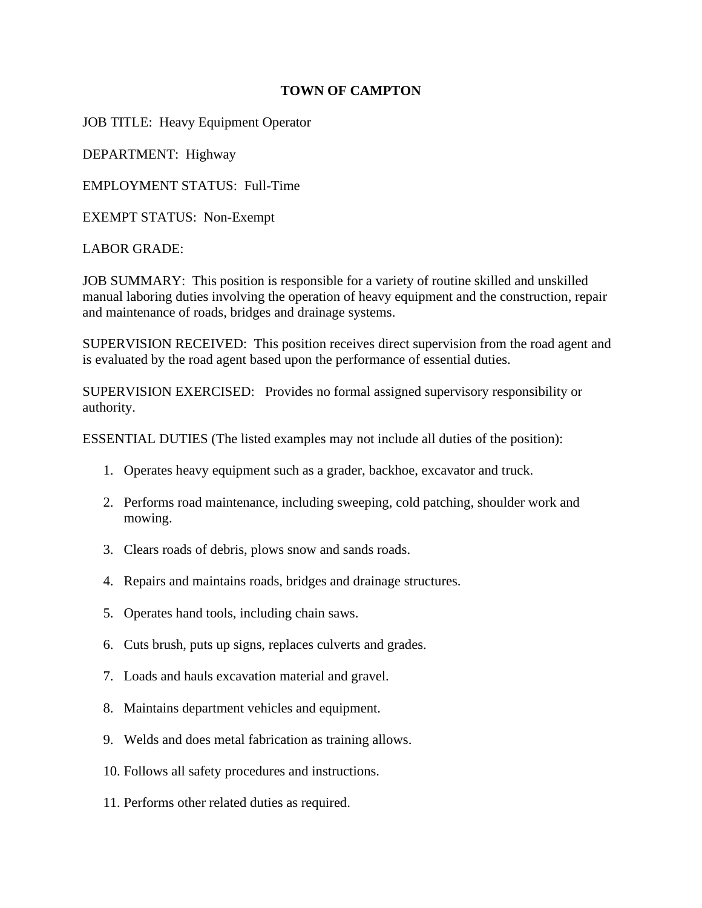# TOWN OF CAMPTON

JOB TITLE: Heavy Equipment Operator

DEPARTMENT: Highway

EMPLOYMENT STATUS: Full-Time

EXEMPT STATUS: Non-Exempt

LABOR GRADE:

JOB SUMMARY: This position is responsible for a variety of routine skilled and unskilled manual laboring duties involving the operation of heavy equipment and the construction, repair and maintenance of roads, bridges and drainage systems.

SUPERVISION RECEIVED: This position receives direct supervision from the road agent and is evaluated by the road agent based upon the performance of essential duties.

SUPERVISION EXERCISED: Provides no formal assigned supervisory responsibility or authority.

ESSENTIAL DUTIES (The listed examples may not include all duties of the position):

1. Operates heavy equipment such as a grader, backhoe, excavator and truck.
2. Performs road maintenance, including sweeping, cold patching, shoulder work and mowing.
3. Clears roads of debris, plows snow and sands roads.
4. Repairs and maintains roads, bridges and drainage structures.
5. Operates hand tools, including chain saws.
6. Cuts brush, puts up signs, replaces culverts and grades.
7. Loads and hauls excavation material and gravel.
8. Maintains department vehicles and equipment.
9. Welds and does metal fabrication as training allows.
10. Follows all safety procedures and instructions.
11. Performs other related duties as required.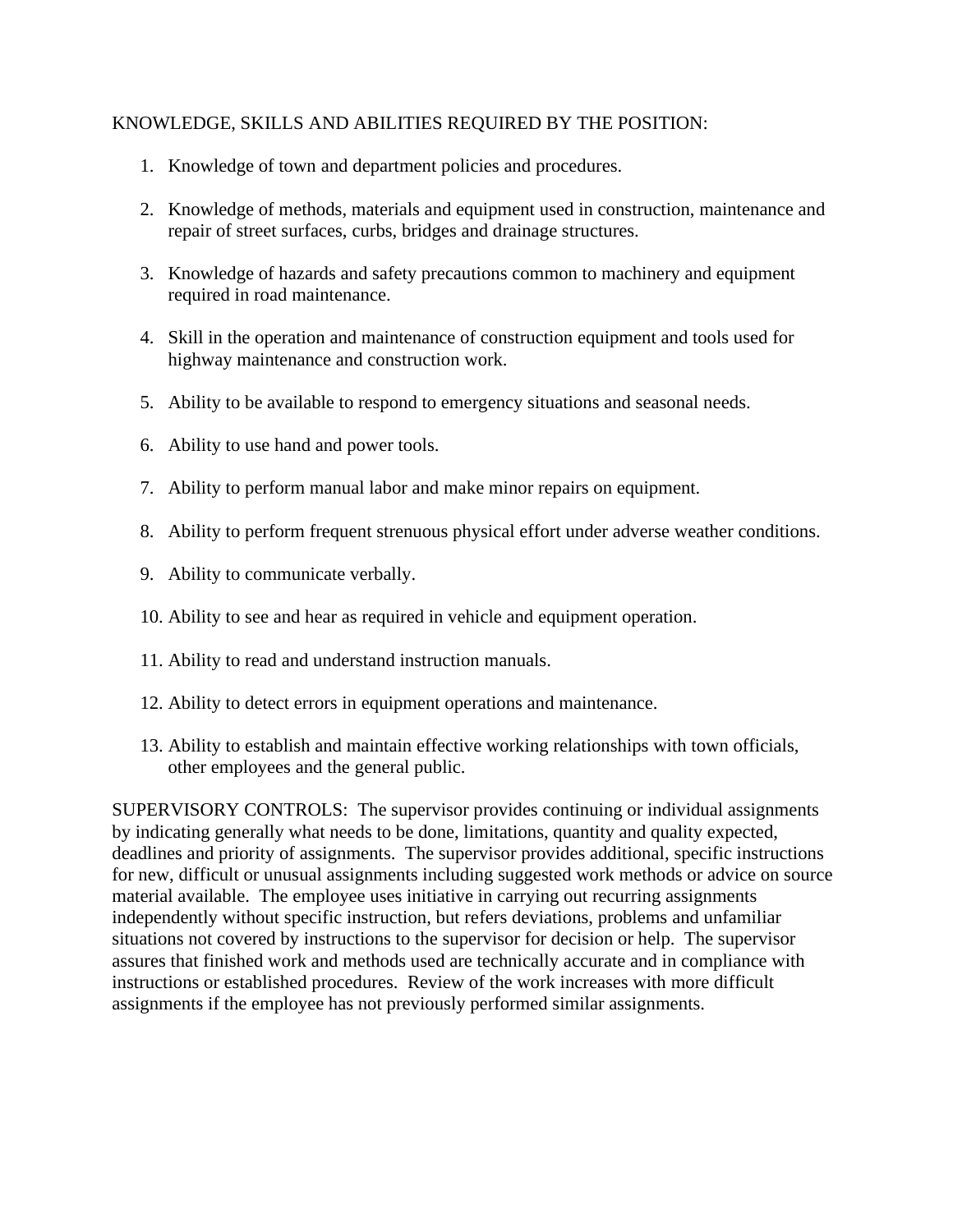KNOWLEDGE, SKILLS AND ABILITIES REQUIRED BY THE POSITION:

1. Knowledge of town and department policies and procedures.

2. Knowledge of methods, materials and equipment used in construction, maintenance and repair of street surfaces, curbs, bridges and drainage structures.

3. Knowledge of hazards and safety precautions common to machinery and equipment required in road maintenance.

4. Skill in the operation and maintenance of construction equipment and tools used for highway maintenance and construction work.

5. Ability to be available to respond to emergency situations and seasonal needs.

6. Ability to use hand and power tools.

7. Ability to perform manual labor and make minor repairs on equipment.

8. Ability to perform frequent strenuous physical effort under adverse weather conditions.

9. Ability to communicate verbally.

10. Ability to see and hear as required in vehicle and equipment operation.

11. Ability to read and understand instruction manuals.

12. Ability to detect errors in equipment operations and maintenance.

13. Ability to establish and maintain effective working relationships with town officials, other employees and the general public.

SUPERVISORY CONTROLS: The supervisor provides continuing or individual assignments by indicating generally what needs to be done, limitations, quantity and quality expected, deadlines and priority of assignments. The supervisor provides additional, specific instructions for new, difficult or unusual assignments including suggested work methods or advice on source material available. The employee uses initiative in carrying out recurring assignments independently without specific instruction, but refers deviations, problems and unfamiliar situations not covered by instructions to the supervisor for decision or help. The supervisor assures that finished work and methods used are technically accurate and in compliance with instructions or established procedures. Review of the work increases with more difficult assignments if the employee has not previously performed similar assignments.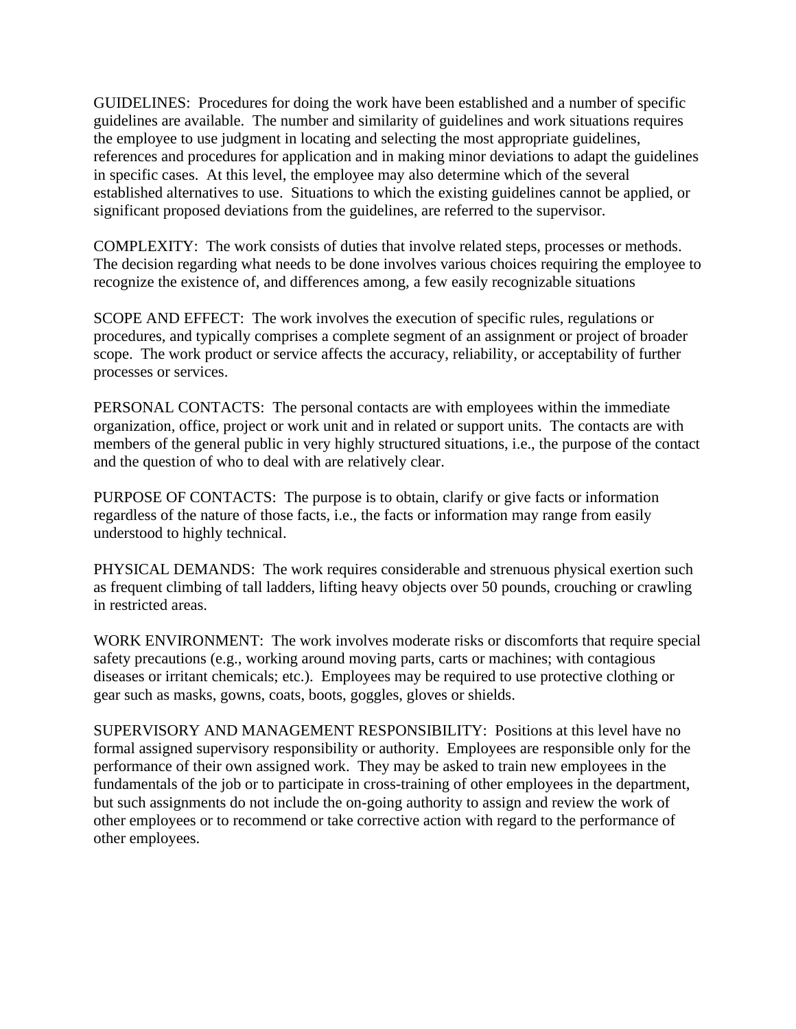GUIDELINES:  Procedures for doing the work have been established and a number of specific guidelines are available.  The number and similarity of guidelines and work situations requires the employee to use judgment in locating and selecting the most appropriate guidelines, references and procedures for application and in making minor deviations to adapt the guidelines in specific cases.  At this level, the employee may also determine which of the several established alternatives to use.  Situations to which the existing guidelines cannot be applied, or significant proposed deviations from the guidelines, are referred to the supervisor.

COMPLEXITY:  The work consists of duties that involve related steps, processes or methods.  The decision regarding what needs to be done involves various choices requiring the employee to recognize the existence of, and differences among, a few easily recognizable situations

SCOPE AND EFFECT:  The work involves the execution of specific rules, regulations or procedures, and typically comprises a complete segment of an assignment or project of broader scope.  The work product or service affects the accuracy, reliability, or acceptability of further processes or services.

PERSONAL CONTACTS:  The personal contacts are with employees within the immediate organization, office, project or work unit and in related or support units.  The contacts are with members of the general public in very highly structured situations, i.e., the purpose of the contact and the question of who to deal with are relatively clear.

PURPOSE OF CONTACTS:  The purpose is to obtain, clarify or give facts or information regardless of the nature of those facts, i.e., the facts or information may range from easily understood to highly technical.

PHYSICAL DEMANDS:  The work requires considerable and strenuous physical exertion such as frequent climbing of tall ladders, lifting heavy objects over 50 pounds, crouching or crawling in restricted areas.

WORK ENVIRONMENT:  The work involves moderate risks or discomforts that require special safety precautions (e.g., working around moving parts, carts or machines; with contagious diseases or irritant chemicals; etc.).  Employees may be required to use protective clothing or gear such as masks, gowns, coats, boots, goggles, gloves or shields.

SUPERVISORY AND MANAGEMENT RESPONSIBILITY:  Positions at this level have no formal assigned supervisory responsibility or authority.  Employees are responsible only for the performance of their own assigned work.  They may be asked to train new employees in the fundamentals of the job or to participate in cross-training of other employees in the department, but such assignments do not include the on-going authority to assign and review the work of other employees or to recommend or take corrective action with regard to the performance of other employees.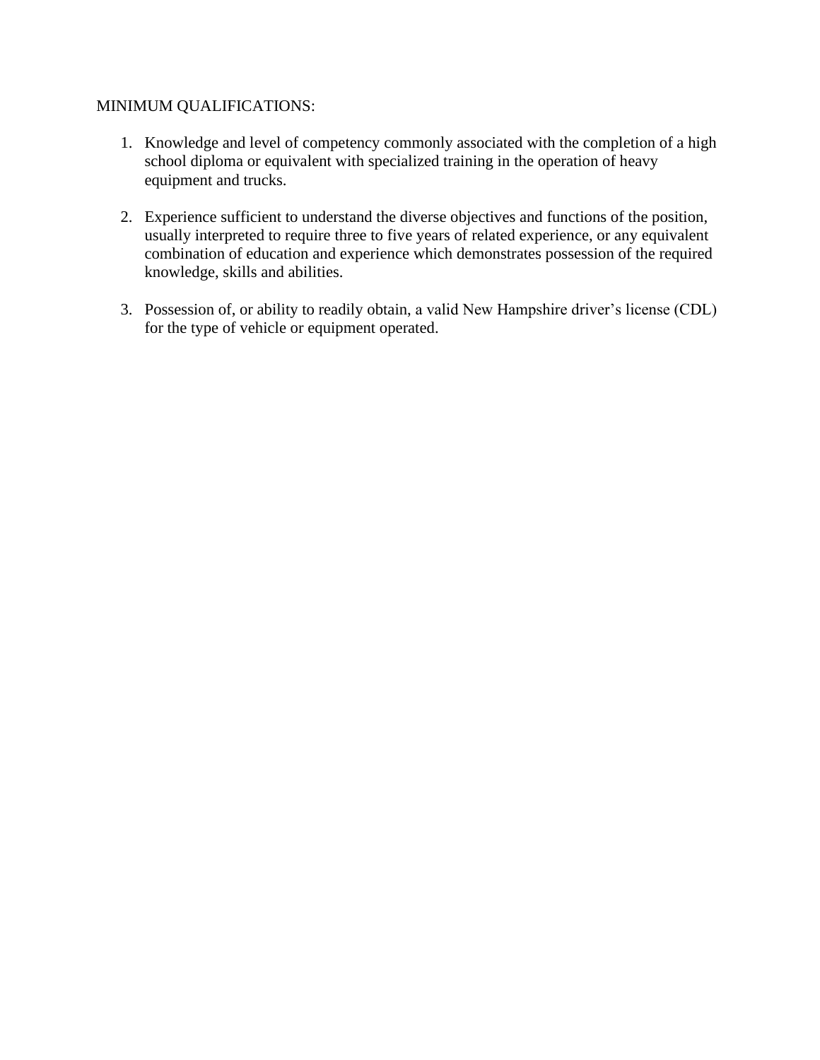MINIMUM QUALIFICATIONS:

1. Knowledge and level of competency commonly associated with the completion of a high school diploma or equivalent with specialized training in the operation of heavy equipment and trucks.

2. Experience sufficient to understand the diverse objectives and functions of the position, usually interpreted to require three to five years of related experience, or any equivalent combination of education and experience which demonstrates possession of the required knowledge, skills and abilities.

3. Possession of, or ability to readily obtain, a valid New Hampshire driver's license (CDL) for the type of vehicle or equipment operated.